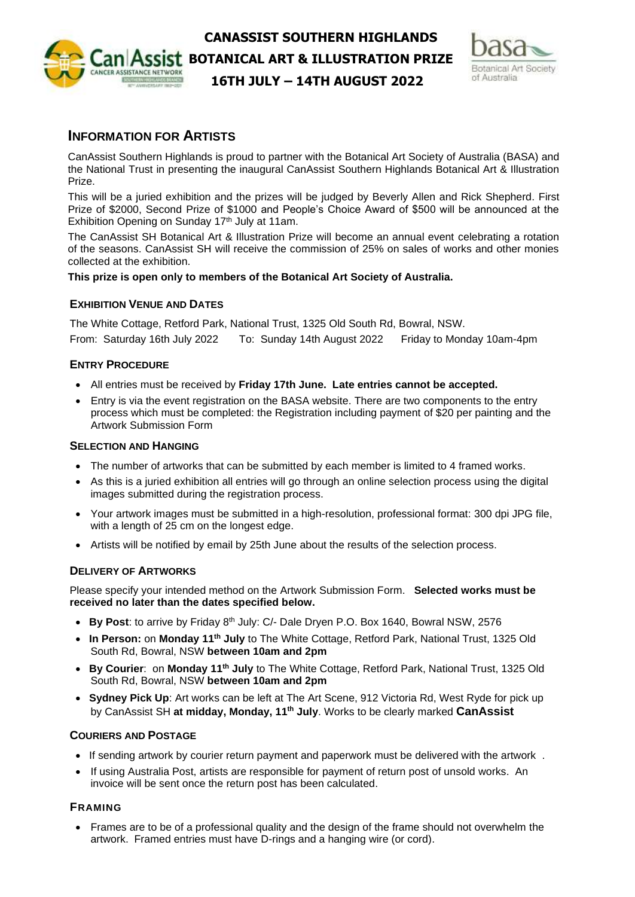# CANASSIST SOUTHERN HIGHLANDS BOTANICAL ART & ILLUSTRATION PRIZE

# 16TH JULY – 14TH AUGUST 2022

## INFORMATION FOR ARTISTS

CanAssist Southern Highlands is proud to partner with the Botanical Art Society of Australia (BASA) and the National Trust in presenting the inaugural CanAssist Southern Highlands Botanical Art & Illustration Prize.

This will be a juried exhibition and the prizes will be judged by Beverly Allen and Rick Shepherd. First Prize of $2000, Second Prize of $1000 and People's Choice Award of $500 will be announced at the Exhibition Opening on Sunday 17th July at 11am.

The CanAssist SH Botanical Art & Illustration Prize will become an annual event celebrating a rotation of the seasons. CanAssist SH will receive the commission of 25% on sales of works and other monies collected at the exhibition.

**This prize is open only to members of the Botanical Art Society of Australia.**

### EXHIBITION VENUE AND DATES

The White Cottage, Retford Park, National Trust, 1325 Old South Rd, Bowral, NSW.

From: Saturday 16th July 2022 To: Sunday 14th August 2022 Friday to Monday 10am-4pm

### ENTRY PROCEDURE

- All entries must be received by **Friday 17th June. Late entries cannot be accepted.**
- Entry is via the event registration on the BASA website. There are two components to the entry process which must be completed: the Registration including payment of $20 per painting and the Artwork Submission Form

### SELECTION AND HANGING

- The number of artworks that can be submitted by each member is limited to 4 framed works.
- As this is a juried exhibition all entries will go through an online selection process using the digital images submitted during the registration process.
- Your artwork images must be submitted in a high-resolution, professional format: 300 dpi JPG file, with a length of 25 cm on the longest edge.
- Artists will be notified by email by 25th June about the results of the selection process.

### DELIVERY OF ARTWORKS

Please specify your intended method on the Artwork Submission Form. **Selected works must be received no later than the dates specified below.**

- **By Post**: to arrive by Friday 8th July: C/- Dale Dryen P.O. Box 1640, Bowral NSW, 2576
- **In Person:** on **Monday 11th July** to The White Cottage, Retford Park, National Trust, 1325 Old South Rd, Bowral, NSW **between 10am and 2pm**
- **By Courier**: on **Monday 11th July** to The White Cottage, Retford Park, National Trust, 1325 Old South Rd, Bowral, NSW **between 10am and 2pm**
- **Sydney Pick Up**: Art works can be left at The Art Scene, 912 Victoria Rd, West Ryde for pick up by CanAssist SH **at midday, Monday, 11th July**. Works to be clearly marked **CanAssist**

### COURIERS AND POSTAGE

- If sending artwork by courier return payment and paperwork must be delivered with the artwork .
- If using Australia Post, artists are responsible for payment of return post of unsold works. An invoice will be sent once the return post has been calculated.

### FRAMING

- Frames are to be of a professional quality and the design of the frame should not overwhelm the artwork. Framed entries must have D-rings and a hanging wire (or cord).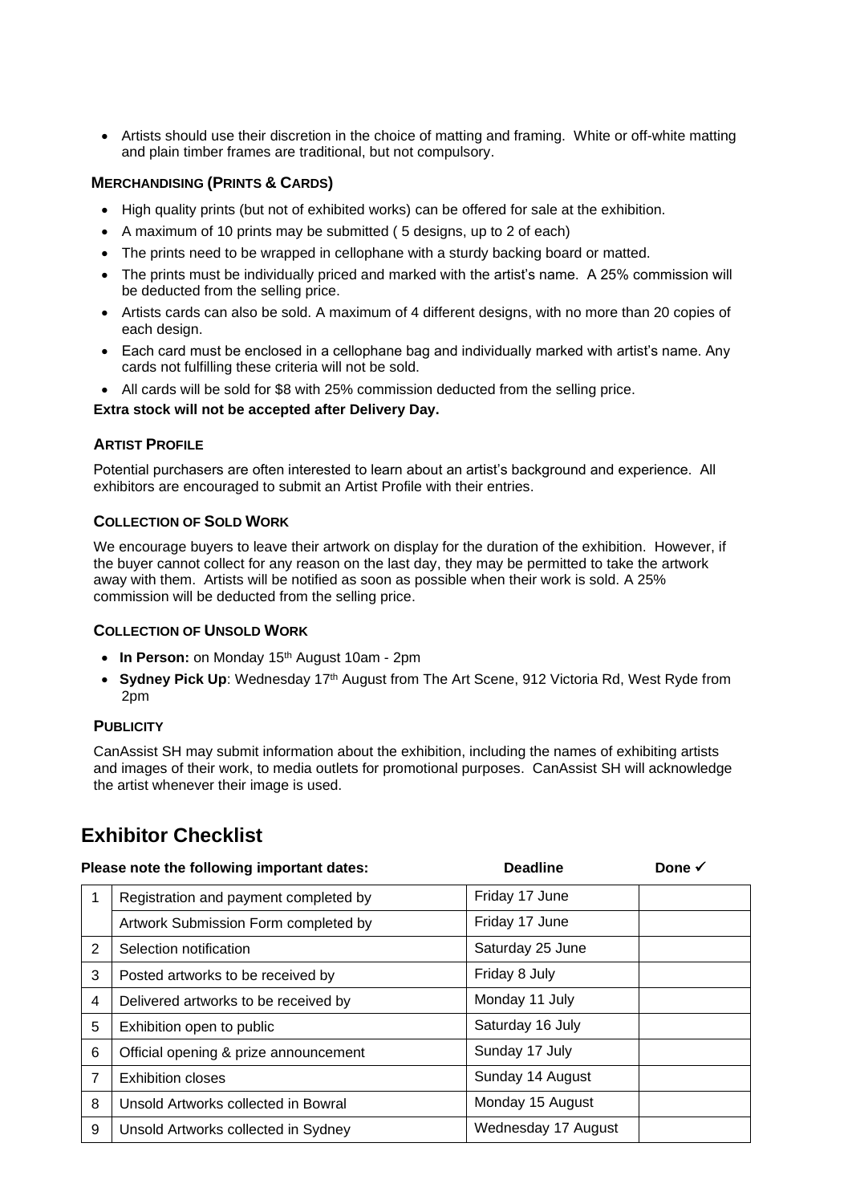- Artists should use their discretion in the choice of matting and framing. White or off-white matting and plain timber frames are traditional, but not compulsory.

### MERCHANDISING (PRINTS & CARDS)

- High quality prints (but not of exhibited works) can be offered for sale at the exhibition.
- A maximum of 10 prints may be submitted ( 5 designs, up to 2 of each)
- The prints need to be wrapped in cellophane with a sturdy backing board or matted.
- The prints must be individually priced and marked with the artist's name. A 25% commission will be deducted from the selling price.
- Artists cards can also be sold. A maximum of 4 different designs, with no more than 20 copies of each design.
- Each card must be enclosed in a cellophane bag and individually marked with artist's name. Any cards not fulfilling these criteria will not be sold.
- All cards will be sold for $8 with 25% commission deducted from the selling price.

**Extra stock will not be accepted after Delivery Day.**

### ARTIST PROFILE

Potential purchasers are often interested to learn about an artist's background and experience. All exhibitors are encouraged to submit an Artist Profile with their entries.

### COLLECTION OF SOLD WORK

We encourage buyers to leave their artwork on display for the duration of the exhibition. However, if the buyer cannot collect for any reason on the last day, they may be permitted to take the artwork away with them. Artists will be notified as soon as possible when their work is sold. A 25% commission will be deducted from the selling price.

### COLLECTION OF UNSOLD WORK

- **In Person:** on Monday 15th August 10am - 2pm
- **Sydney Pick Up**: Wednesday 17th August from The Art Scene, 912 Victoria Rd, West Ryde from 2pm

### PUBLICITY

CanAssist SH may submit information about the exhibition, including the names of exhibiting artists and images of their work, to media outlets for promotional purposes. CanAssist SH will acknowledge the artist whenever their image is used.

## Exhibitor Checklist

| | Please note the following important dates: | Deadline | Done ✓ |
|---|---|---|---|
| 1 | Registration and payment completed by | Friday 17 June | |
| | Artwork Submission Form completed by | Friday 17 June | |
| 2 | Selection notification | Saturday 25 June | |
| 3 | Posted artworks to be received by | Friday 8 July | |
| 4 | Delivered artworks to be received by | Monday 11 July | |
| 5 | Exhibition open to public | Saturday 16 July | |
| 6 | Official opening & prize announcement | Sunday 17 July | |
| 7 | Exhibition closes | Sunday 14 August | |
| 8 | Unsold Artworks collected in Bowral | Monday 15 August | |
| 9 | Unsold Artworks collected in Sydney | Wednesday 17 August | |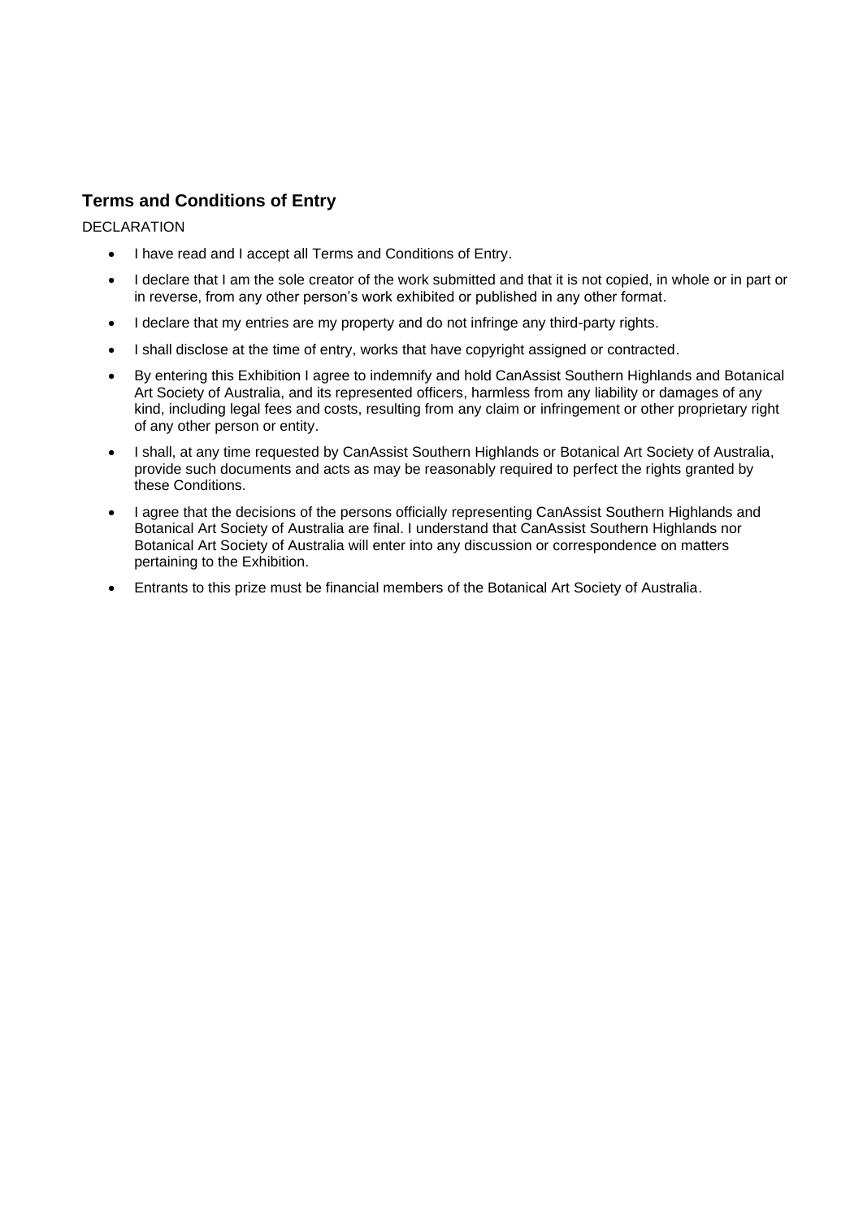## Terms and Conditions of Entry

DECLARATION

- I have read and I accept all Terms and Conditions of Entry.
- I declare that I am the sole creator of the work submitted and that it is not copied, in whole or in part or in reverse, from any other person's work exhibited or published in any other format.
- I declare that my entries are my property and do not infringe any third-party rights.
- I shall disclose at the time of entry, works that have copyright assigned or contracted.
- By entering this Exhibition I agree to indemnify and hold CanAssist Southern Highlands and Botanical Art Society of Australia, and its represented officers, harmless from any liability or damages of any kind, including legal fees and costs, resulting from any claim or infringement or other proprietary right of any other person or entity.
- I shall, at any time requested by CanAssist Southern Highlands or Botanical Art Society of Australia, provide such documents and acts as may be reasonably required to perfect the rights granted by these Conditions.
- I agree that the decisions of the persons officially representing CanAssist Southern Highlands and Botanical Art Society of Australia are final. I understand that CanAssist Southern Highlands nor Botanical Art Society of Australia will enter into any discussion or correspondence on matters pertaining to the Exhibition.
- Entrants to this prize must be financial members of the Botanical Art Society of Australia.